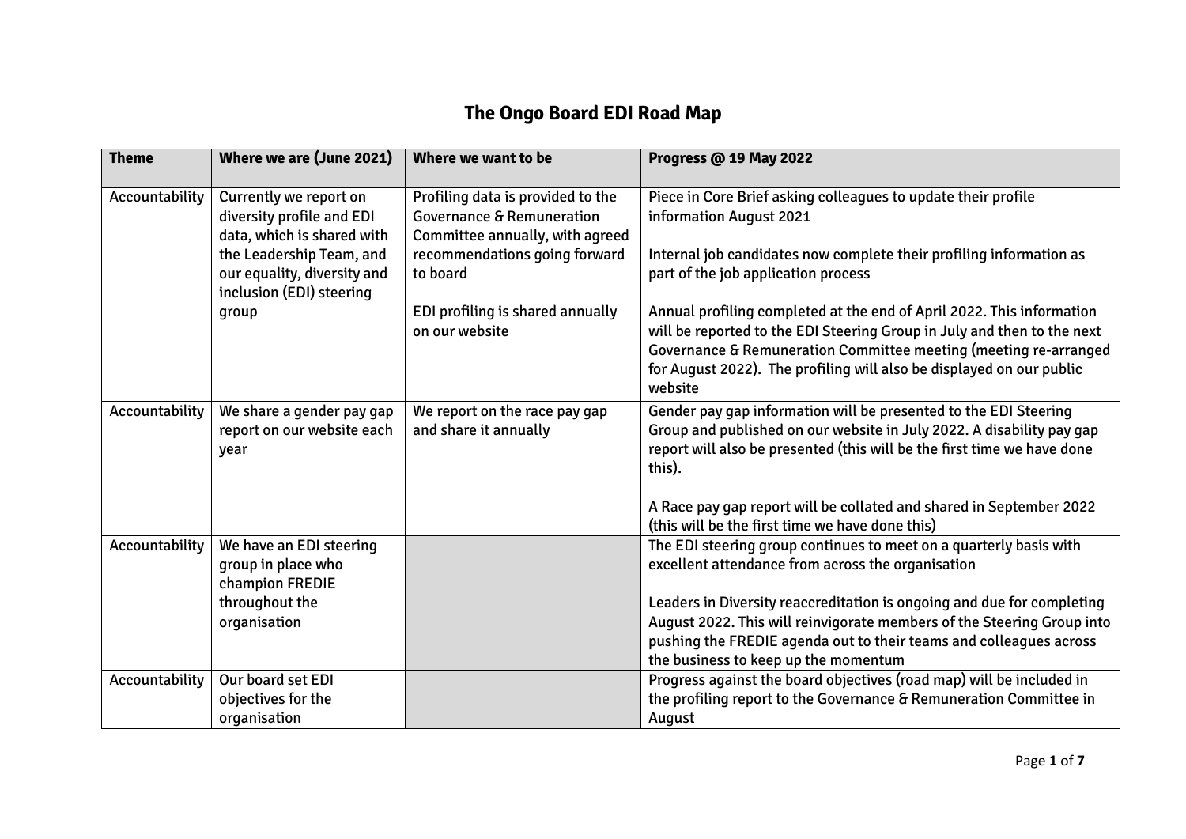# The Ongo Board EDI Road Map

| Theme | Where we are (June 2021) | Where we want to be | Progress @ 19 May 2022 |
|---|---|---|---|
| Accountability | Currently we report on diversity profile and EDI data, which is shared with the Leadership Team, and our equality, diversity and inclusion (EDI) steering group | Profiling data is provided to the Governance & Remuneration Committee annually, with agreed recommendations going forward to board<br><br>EDI profiling is shared annually on our website | Piece in Core Brief asking colleagues to update their profile information August 2021<br><br>Internal job candidates now complete their profiling information as part of the job application process<br><br>Annual profiling completed at the end of April 2022. This information will be reported to the EDI Steering Group in July and then to the next Governance & Remuneration Committee meeting (meeting re-arranged for August 2022). The profiling will also be displayed on our public website |
| Accountability | We share a gender pay gap report on our website each year | We report on the race pay gap and share it annually | Gender pay gap information will be presented to the EDI Steering Group and published on our website in July 2022. A disability pay gap report will also be presented (this will be the first time we have done this).<br><br>A Race pay gap report will be collated and shared in September 2022 (this will be the first time we have done this) |
| Accountability | We have an EDI steering group in place who champion FREDIE throughout the organisation | | The EDI steering group continues to meet on a quarterly basis with excellent attendance from across the organisation<br><br>Leaders in Diversity reaccreditation is ongoing and due for completing August 2022. This will reinvigorate members of the Steering Group into pushing the FREDIE agenda out to their teams and colleagues across the business to keep up the momentum |
| Accountability | Our board set EDI objectives for the organisation | | Progress against the board objectives (road map) will be included in the profiling report to the Governance & Remuneration Committee in August |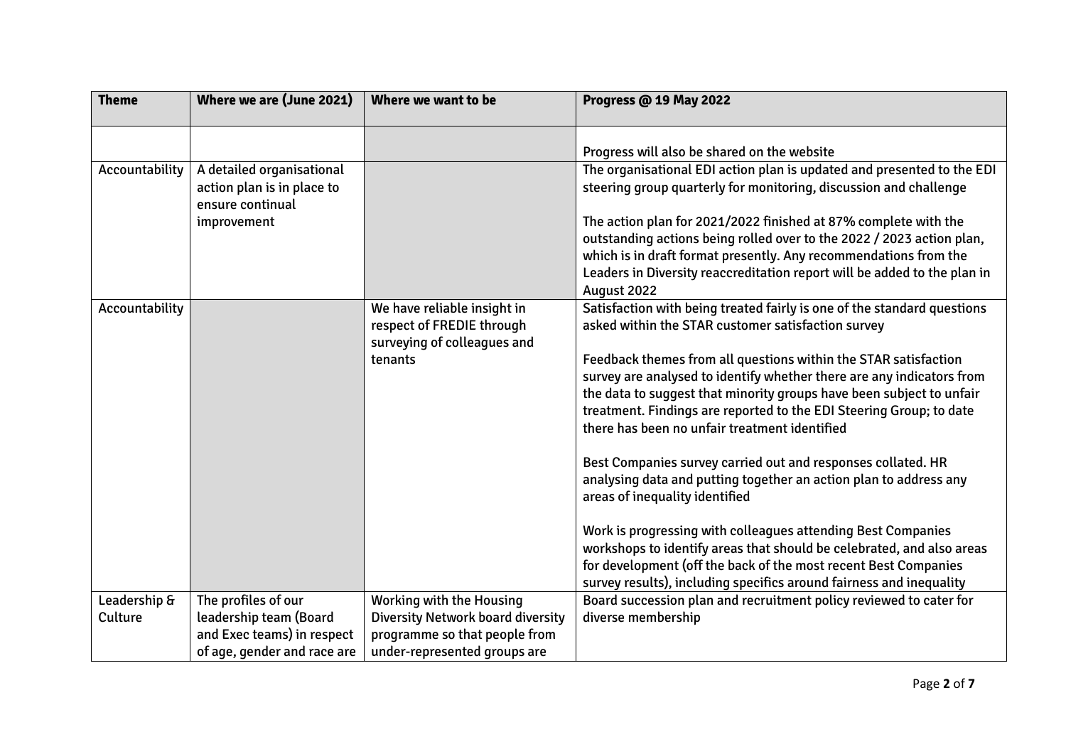| Theme | Where we are (June 2021) | Where we want to be | Progress @ 19 May 2022 |
|---|---|---|---|
| | | | Progress will also be shared on the website |
| Accountability | A detailed organisational action plan is in place to ensure continual improvement | | The organisational EDI action plan is updated and presented to the EDI steering group quarterly for monitoring, discussion and challenge<br><br>The action plan for 2021/2022 finished at 87% complete with the outstanding actions being rolled over to the 2022 / 2023 action plan, which is in draft format presently. Any recommendations from the Leaders in Diversity reaccreditation report will be added to the plan in August 2022 |
| Accountability | | We have reliable insight in respect of FREDIE through surveying of colleagues and tenants | Satisfaction with being treated fairly is one of the standard questions asked within the STAR customer satisfaction survey<br><br>Feedback themes from all questions within the STAR satisfaction survey are analysed to identify whether there are any indicators from the data to suggest that minority groups have been subject to unfair treatment. Findings are reported to the EDI Steering Group; to date there has been no unfair treatment identified<br><br>Best Companies survey carried out and responses collated. HR analysing data and putting together an action plan to address any areas of inequality identified<br><br>Work is progressing with colleagues attending Best Companies workshops to identify areas that should be celebrated, and also areas for development (off the back of the most recent Best Companies survey results), including specifics around fairness and inequality |
| Leadership & Culture | The profiles of our leadership team (Board and Exec teams) in respect of age, gender and race are | Working with the Housing Diversity Network board diversity programme so that people from under-represented groups are | Board succession plan and recruitment policy reviewed to cater for diverse membership |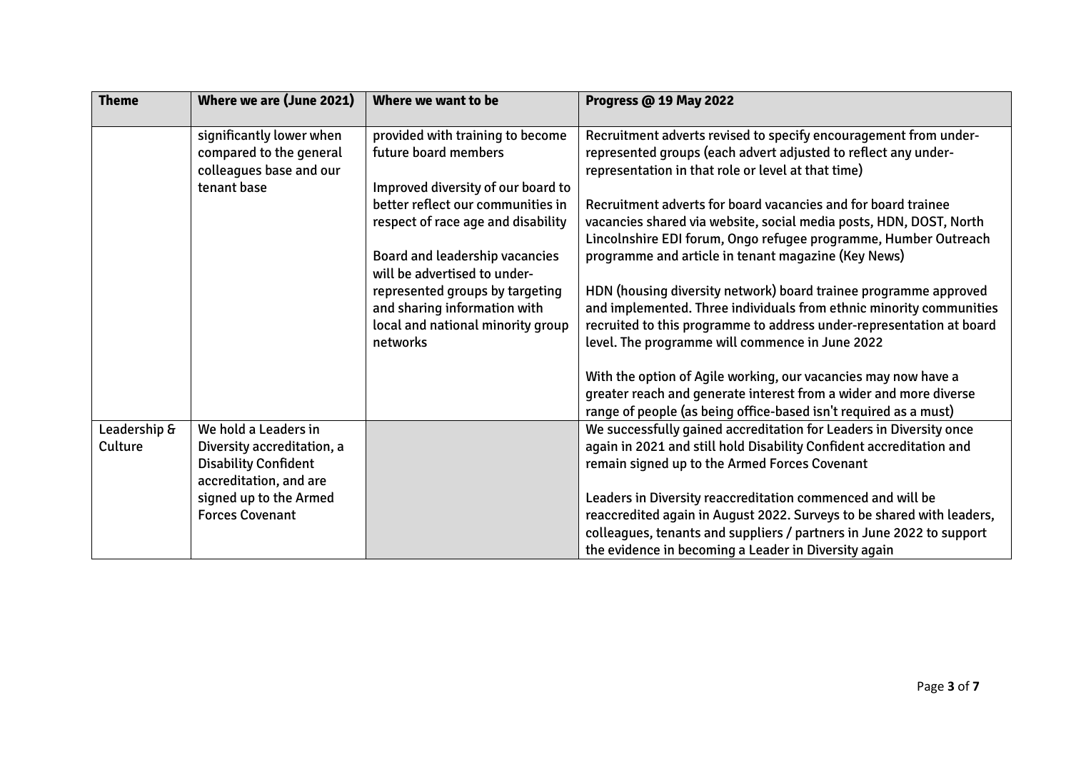| Theme | Where we are (June 2021) | Where we want to be | Progress @ 19 May 2022 |
| --- | --- | --- | --- |
| | significantly lower when compared to the general colleagues base and our tenant base | provided with training to become future board members<br><br>Improved diversity of our board to better reflect our communities in respect of race age and disability<br><br>Board and leadership vacancies will be advertised to under-represented groups by targeting and sharing information with local and national minority group networks | Recruitment adverts revised to specify encouragement from under-represented groups (each advert adjusted to reflect any under-representation in that role or level at that time)<br><br>Recruitment adverts for board vacancies and for board trainee vacancies shared via website, social media posts, HDN, DOST, North Lincolnshire EDI forum, Ongo refugee programme, Humber Outreach programme and article in tenant magazine (Key News)<br><br>HDN (housing diversity network) board trainee programme approved and implemented. Three individuals from ethnic minority communities recruited to this programme to address under-representation at board level. The programme will commence in June 2022<br><br>With the option of Agile working, our vacancies may now have a greater reach and generate interest from a wider and more diverse range of people (as being office-based isn't required as a must) |
| Leadership & Culture | We hold a Leaders in Diversity accreditation, a Disability Confident accreditation, and are signed up to the Armed Forces Covenant | | We successfully gained accreditation for Leaders in Diversity once again in 2021 and still hold Disability Confident accreditation and remain signed up to the Armed Forces Covenant<br><br>Leaders in Diversity reaccreditation commenced and will be reaccredited again in August 2022. Surveys to be shared with leaders, colleagues, tenants and suppliers / partners in June 2022 to support the evidence in becoming a Leader in Diversity again |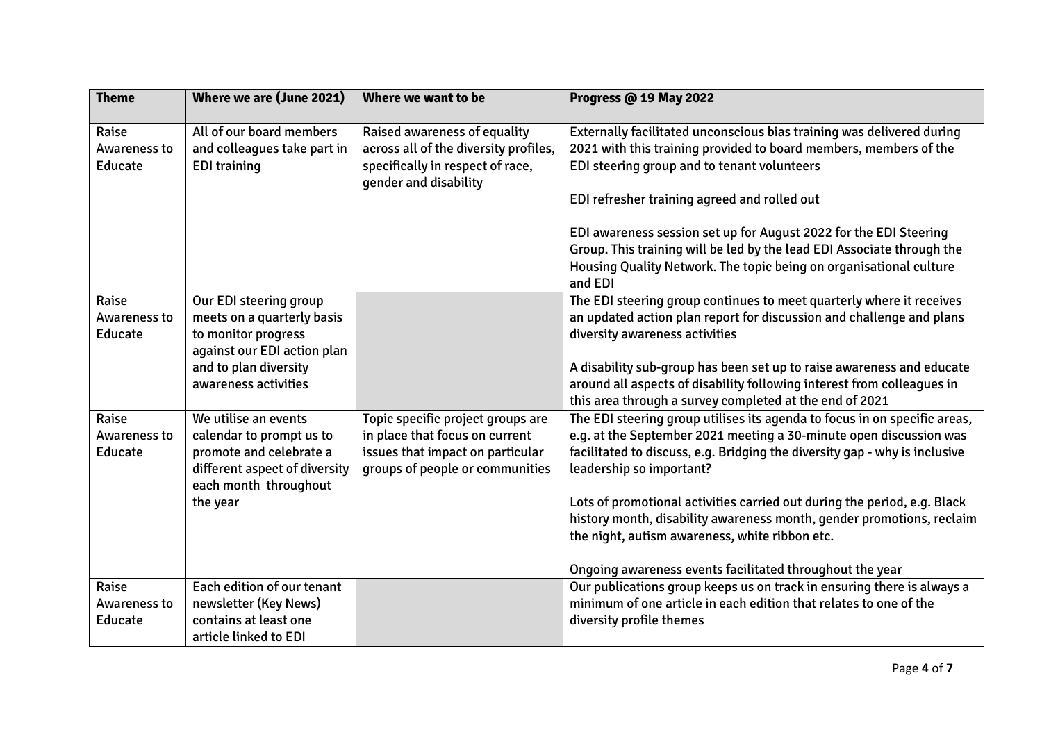| Theme | Where we are (June 2021) | Where we want to be | Progress @ 19 May 2022 |
|---|---|---|---|
| Raise Awareness to Educate | All of our board members and colleagues take part in EDI training | Raised awareness of equality across all of the diversity profiles, specifically in respect of race, gender and disability | Externally facilitated unconscious bias training was delivered during 2021 with this training provided to board members, members of the EDI steering group and to tenant volunteers<br><br>EDI refresher training agreed and rolled out<br><br>EDI awareness session set up for August 2022 for the EDI Steering Group. This training will be led by the lead EDI Associate through the Housing Quality Network. The topic being on organisational culture and EDI |
| Raise Awareness to Educate | Our EDI steering group meets on a quarterly basis to monitor progress against our EDI action plan and to plan diversity awareness activities | | The EDI steering group continues to meet quarterly where it receives an updated action plan report for discussion and challenge and plans diversity awareness activities<br><br>A disability sub-group has been set up to raise awareness and educate around all aspects of disability following interest from colleagues in this area through a survey completed at the end of 2021 |
| Raise Awareness to Educate | We utilise an events calendar to prompt us to promote and celebrate a different aspect of diversity each month throughout the year | Topic specific project groups are in place that focus on current issues that impact on particular groups of people or communities | The EDI steering group utilises its agenda to focus in on specific areas, e.g. at the September 2021 meeting a 30-minute open discussion was facilitated to discuss, e.g. Bridging the diversity gap - why is inclusive leadership so important?<br><br>Lots of promotional activities carried out during the period, e.g. Black history month, disability awareness month, gender promotions, reclaim the night, autism awareness, white ribbon etc.<br><br>Ongoing awareness events facilitated throughout the year |
| Raise Awareness to Educate | Each edition of our tenant newsletter (Key News) contains at least one article linked to EDI | | Our publications group keeps us on track in ensuring there is always a minimum of one article in each edition that relates to one of the diversity profile themes |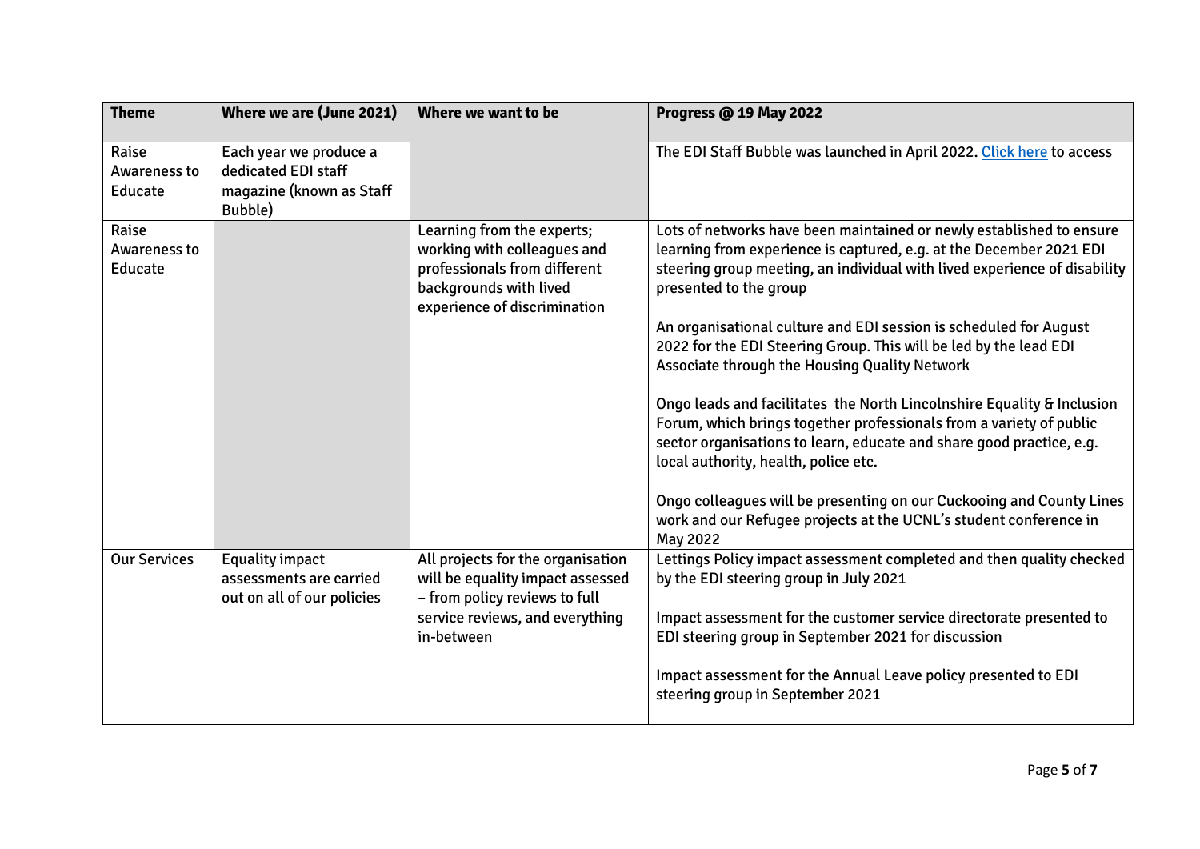| Theme | Where we are (June 2021) | Where we want to be | Progress @ 19 May 2022 |
|---|---|---|---|
| Raise Awareness to Educate | Each year we produce a dedicated EDI staff magazine (known as Staff Bubble) | | The EDI Staff Bubble was launched in April 2022. Click here to access |
| Raise Awareness to Educate | | Learning from the experts; working with colleagues and professionals from different backgrounds with lived experience of discrimination | Lots of networks have been maintained or newly established to ensure learning from experience is captured, e.g. at the December 2021 EDI steering group meeting, an individual with lived experience of disability presented to the group<br><br>An organisational culture and EDI session is scheduled for August 2022 for the EDI Steering Group. This will be led by the lead EDI Associate through the Housing Quality Network<br><br>Ongo leads and facilitates the North Lincolnshire Equality & Inclusion Forum, which brings together professionals from a variety of public sector organisations to learn, educate and share good practice, e.g. local authority, health, police etc.<br><br>Ongo colleagues will be presenting on our Cuckooing and County Lines work and our Refugee projects at the UCNL's student conference in May 2022 |
| Our Services | Equality impact assessments are carried out on all of our policies | All projects for the organisation will be equality impact assessed – from policy reviews to full service reviews, and everything in-between | Lettings Policy impact assessment completed and then quality checked by the EDI steering group in July 2021<br><br>Impact assessment for the customer service directorate presented to EDI steering group in September 2021 for discussion<br><br>Impact assessment for the Annual Leave policy presented to EDI steering group in September 2021 |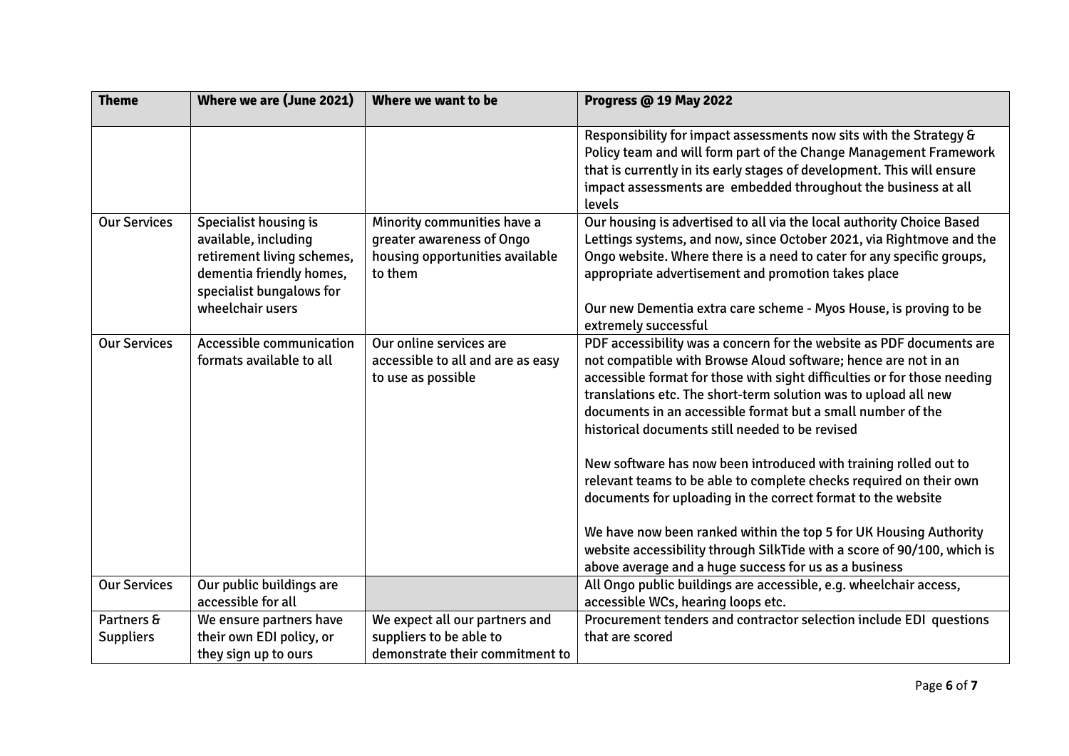| Theme | Where we are (June 2021) | Where we want to be | Progress @ 19 May 2022 |
|---|---|---|---|
| | | | Responsibility for impact assessments now sits with the Strategy & Policy team and will form part of the Change Management Framework that is currently in its early stages of development. This will ensure impact assessments are embedded throughout the business at all levels |
| Our Services | Specialist housing is available, including retirement living schemes, dementia friendly homes, specialist bungalows for wheelchair users | Minority communities have a greater awareness of Ongo housing opportunities available to them | Our housing is advertised to all via the local authority Choice Based Lettings systems, and now, since October 2021, via Rightmove and the Ongo website. Where there is a need to cater for any specific groups, appropriate advertisement and promotion takes place<br><br>Our new Dementia extra care scheme - Myos House, is proving to be extremely successful |
| Our Services | Accessible communication formats available to all | Our online services are accessible to all and are as easy to use as possible | PDF accessibility was a concern for the website as PDF documents are not compatible with Browse Aloud software; hence are not in an accessible format for those with sight difficulties or for those needing translations etc. The short-term solution was to upload all new documents in an accessible format but a small number of the historical documents still needed to be revised<br><br>New software has now been introduced with training rolled out to relevant teams to be able to complete checks required on their own documents for uploading in the correct format to the website<br><br>We have now been ranked within the top 5 for UK Housing Authority website accessibility through SilkTide with a score of 90/100, which is above average and a huge success for us as a business |
| Our Services | Our public buildings are accessible for all | | All Ongo public buildings are accessible, e.g. wheelchair access, accessible WCs, hearing loops etc. |
| Partners & Suppliers | We ensure partners have their own EDI policy, or they sign up to ours | We expect all our partners and suppliers to be able to demonstrate their commitment to | Procurement tenders and contractor selection include EDI questions that are scored |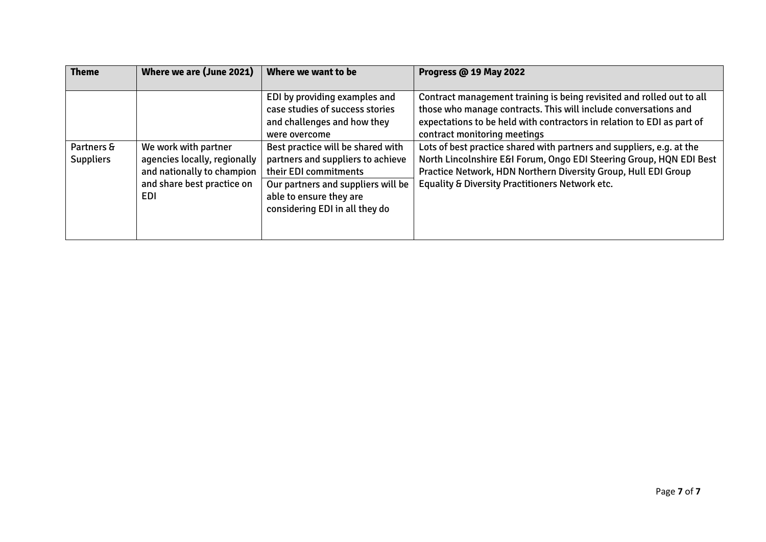| Theme | Where we are (June 2021) | Where we want to be | Progress @ 19 May 2022 |
|---|---|---|---|
| | | EDI by providing examples and case studies of success stories and challenges and how they were overcome | Contract management training is being revisited and rolled out to all those who manage contracts. This will include conversations and expectations to be held with contractors in relation to EDI as part of contract monitoring meetings |
| Partners & Suppliers | We work with partner agencies locally, regionally and nationally to champion and share best practice on EDI | Best practice will be shared with partners and suppliers to achieve their EDI commitments<br>Our partners and suppliers will be able to ensure they are considering EDI in all they do | Lots of best practice shared with partners and suppliers, e.g. at the North Lincolnshire E&I Forum, Ongo EDI Steering Group, HQN EDI Best Practice Network, HDN Northern Diversity Group, Hull EDI Group Equality & Diversity Practitioners Network etc. |